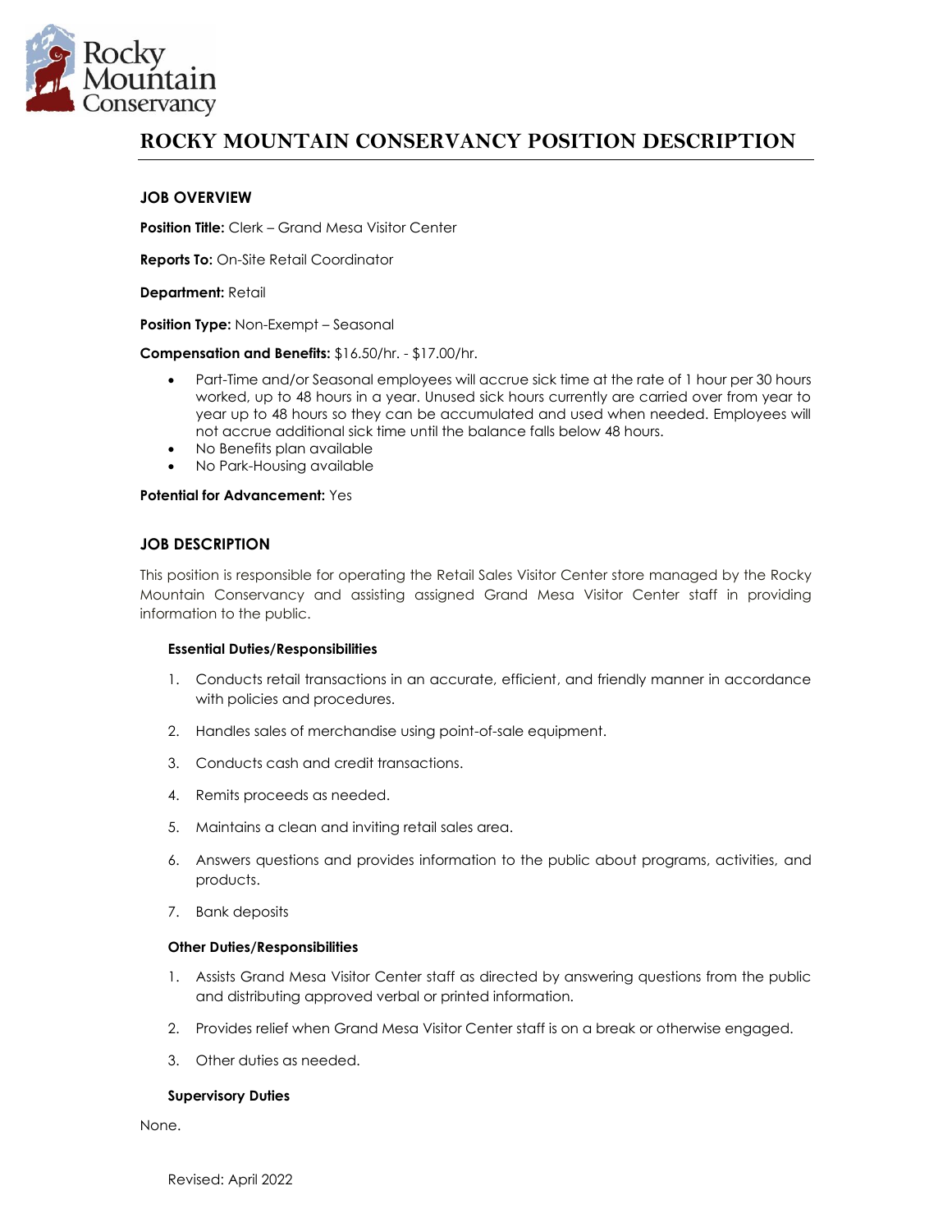# ROCKY MOUNTAIN CONSERVANCY POSITION DESCRIPTION

## JOB OVERVIEW

**Position Title:** Clerk – Grand Mesa Visitor Center

**Reports To:** On-Site Retail Coordinator

**Department:** Retail

**Position Type:** Non-Exempt – Seasonal

**Compensation and Benefits:** $16.50/hr. - $17.00/hr.

- Part-Time and/or Seasonal employees will accrue sick time at the rate of 1 hour per 30 hours worked, up to 48 hours in a year. Unused sick hours currently are carried over from year to year up to 48 hours so they can be accumulated and used when needed. Employees will not accrue additional sick time until the balance falls below 48 hours.
- No Benefits plan available
- No Park-Housing available

**Potential for Advancement:** Yes

## JOB DESCRIPTION

This position is responsible for operating the Retail Sales Visitor Center store managed by the Rocky Mountain Conservancy and assisting assigned Grand Mesa Visitor Center staff in providing information to the public.

### Essential Duties/Responsibilities

1. Conducts retail transactions in an accurate, efficient, and friendly manner in accordance with policies and procedures.
2. Handles sales of merchandise using point-of-sale equipment.
3. Conducts cash and credit transactions.
4. Remits proceeds as needed.
5. Maintains a clean and inviting retail sales area.
6. Answers questions and provides information to the public about programs, activities, and products.
7. Bank deposits

### Other Duties/Responsibilities

1. Assists Grand Mesa Visitor Center staff as directed by answering questions from the public and distributing approved verbal or printed information.
2. Provides relief when Grand Mesa Visitor Center staff is on a break or otherwise engaged.
3. Other duties as needed.

### Supervisory Duties

None.

Revised: April 2022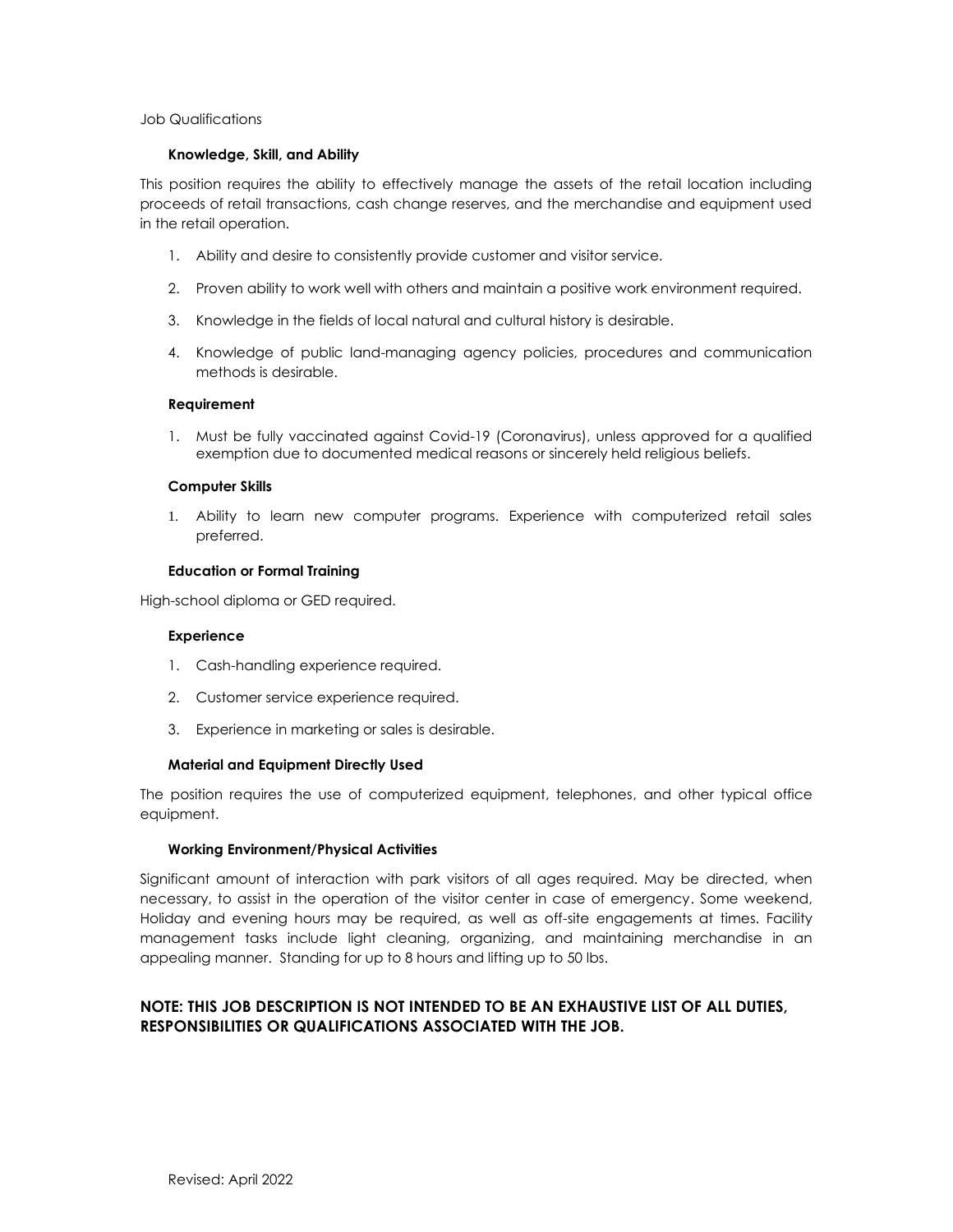Job Qualifications

**Knowledge, Skill, and Ability**

This position requires the ability to effectively manage the assets of the retail location including proceeds of retail transactions, cash change reserves, and the merchandise and equipment used in the retail operation.

1. Ability and desire to consistently provide customer and visitor service.
2. Proven ability to work well with others and maintain a positive work environment required.
3. Knowledge in the fields of local natural and cultural history is desirable.
4. Knowledge of public land-managing agency policies, procedures and communication methods is desirable.

**Requirement**

1. Must be fully vaccinated against Covid-19 (Coronavirus), unless approved for a qualified exemption due to documented medical reasons or sincerely held religious beliefs.

**Computer Skills**

1. Ability to learn new computer programs. Experience with computerized retail sales preferred.

**Education or Formal Training**

High-school diploma or GED required.

**Experience**

1. Cash-handling experience required.
2. Customer service experience required.
3. Experience in marketing or sales is desirable.

**Material and Equipment Directly Used**

The position requires the use of computerized equipment, telephones, and other typical office equipment.

**Working Environment/Physical Activities**

Significant amount of interaction with park visitors of all ages required. May be directed, when necessary, to assist in the operation of the visitor center in case of emergency. Some weekend, Holiday and evening hours may be required, as well as off-site engagements at times. Facility management tasks include light cleaning, organizing, and maintaining merchandise in an appealing manner. Standing for up to 8 hours and lifting up to 50 lbs.

**NOTE: THIS JOB DESCRIPTION IS NOT INTENDED TO BE AN EXHAUSTIVE LIST OF ALL DUTIES, RESPONSIBILITIES OR QUALIFICATIONS ASSOCIATED WITH THE JOB.**

Revised: April 2022